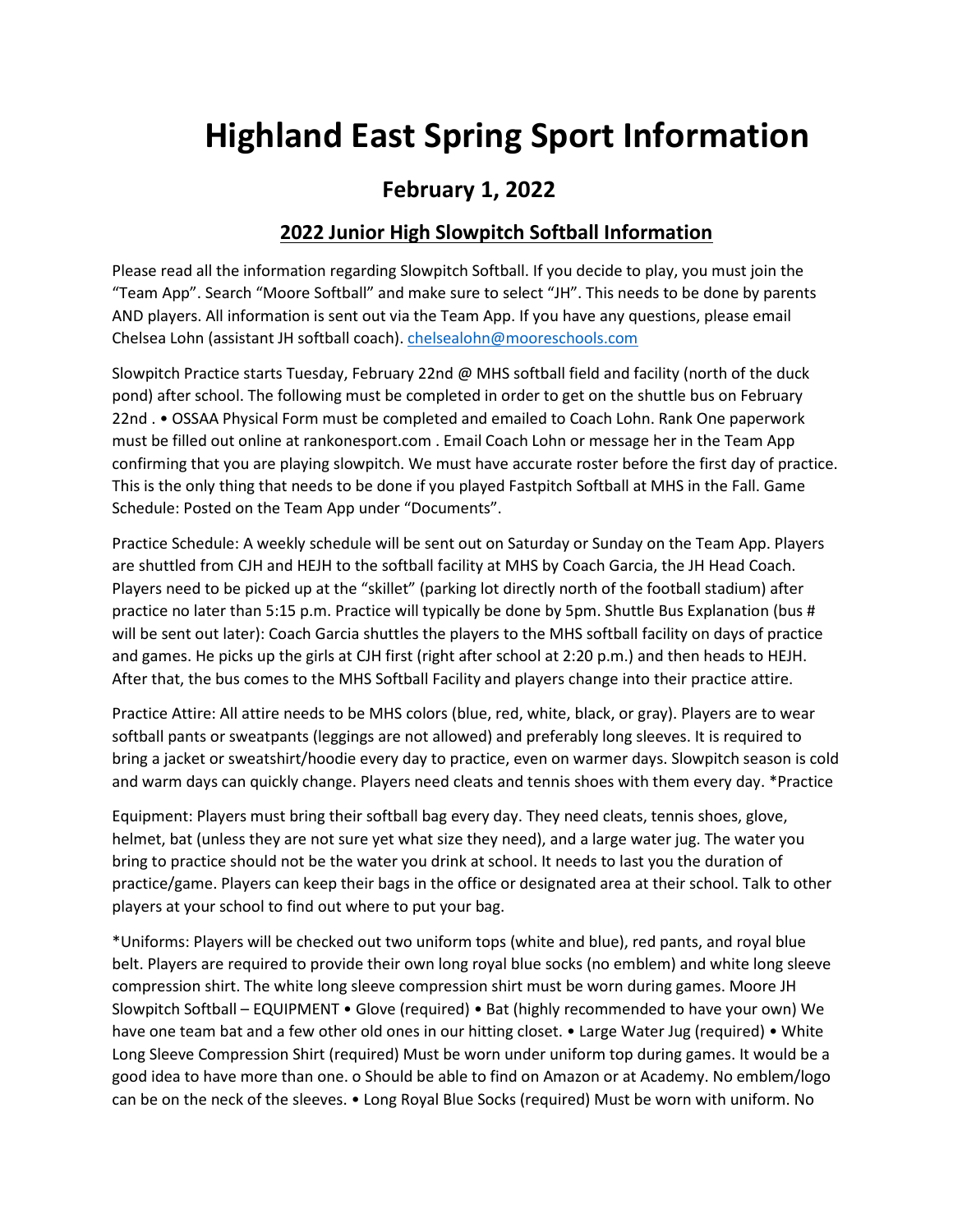# Highland East Spring Sport Information

## February 1, 2022

### 2022 Junior High Slowpitch Softball Information

Please read all the information regarding Slowpitch Softball. If you decide to play, you must join the "Team App". Search "Moore Softball" and make sure to select "JH". This needs to be done by parents AND players. All information is sent out via the Team App. If you have any questions, please email Chelsea Lohn (assistant JH softball coach). chelsealohn@mooreschools.com

Slowpitch Practice starts Tuesday, February 22nd @ MHS softball field and facility (north of the duck pond) after school. The following must be completed in order to get on the shuttle bus on February 22nd . • OSSAA Physical Form must be completed and emailed to Coach Lohn. Rank One paperwork must be filled out online at rankonesport.com . Email Coach Lohn or message her in the Team App confirming that you are playing slowpitch. We must have accurate roster before the first day of practice. This is the only thing that needs to be done if you played Fastpitch Softball at MHS in the Fall. Game Schedule: Posted on the Team App under "Documents".

Practice Schedule: A weekly schedule will be sent out on Saturday or Sunday on the Team App. Players are shuttled from CJH and HEJH to the softball facility at MHS by Coach Garcia, the JH Head Coach. Players need to be picked up at the "skillet" (parking lot directly north of the football stadium) after practice no later than 5:15 p.m. Practice will typically be done by 5pm. Shuttle Bus Explanation (bus # will be sent out later): Coach Garcia shuttles the players to the MHS softball facility on days of practice and games. He picks up the girls at CJH first (right after school at 2:20 p.m.) and then heads to HEJH. After that, the bus comes to the MHS Softball Facility and players change into their practice attire.

Practice Attire: All attire needs to be MHS colors (blue, red, white, black, or gray). Players are to wear softball pants or sweatpants (leggings are not allowed) and preferably long sleeves. It is required to bring a jacket or sweatshirt/hoodie every day to practice, even on warmer days. Slowpitch season is cold and warm days can quickly change. Players need cleats and tennis shoes with them every day. *Practice

Equipment: Players must bring their softball bag every day. They need cleats, tennis shoes, glove, helmet, bat (unless they are not sure yet what size they need), and a large water jug. The water you bring to practice should not be the water you drink at school. It needs to last you the duration of practice/game. Players can keep their bags in the office or designated area at their school. Talk to other players at your school to find out where to put your bag.

*Uniforms: Players will be checked out two uniform tops (white and blue), red pants, and royal blue belt. Players are required to provide their own long royal blue socks (no emblem) and white long sleeve compression shirt. The white long sleeve compression shirt must be worn during games. Moore JH Slowpitch Softball – EQUIPMENT • Glove (required) • Bat (highly recommended to have your own) We have one team bat and a few other old ones in our hitting closet. • Large Water Jug (required) • White Long Sleeve Compression Shirt (required) Must be worn under uniform top during games. It would be a good idea to have more than one. o Should be able to find on Amazon or at Academy. No emblem/logo can be on the neck of the sleeves. • Long Royal Blue Socks (required) Must be worn with uniform. No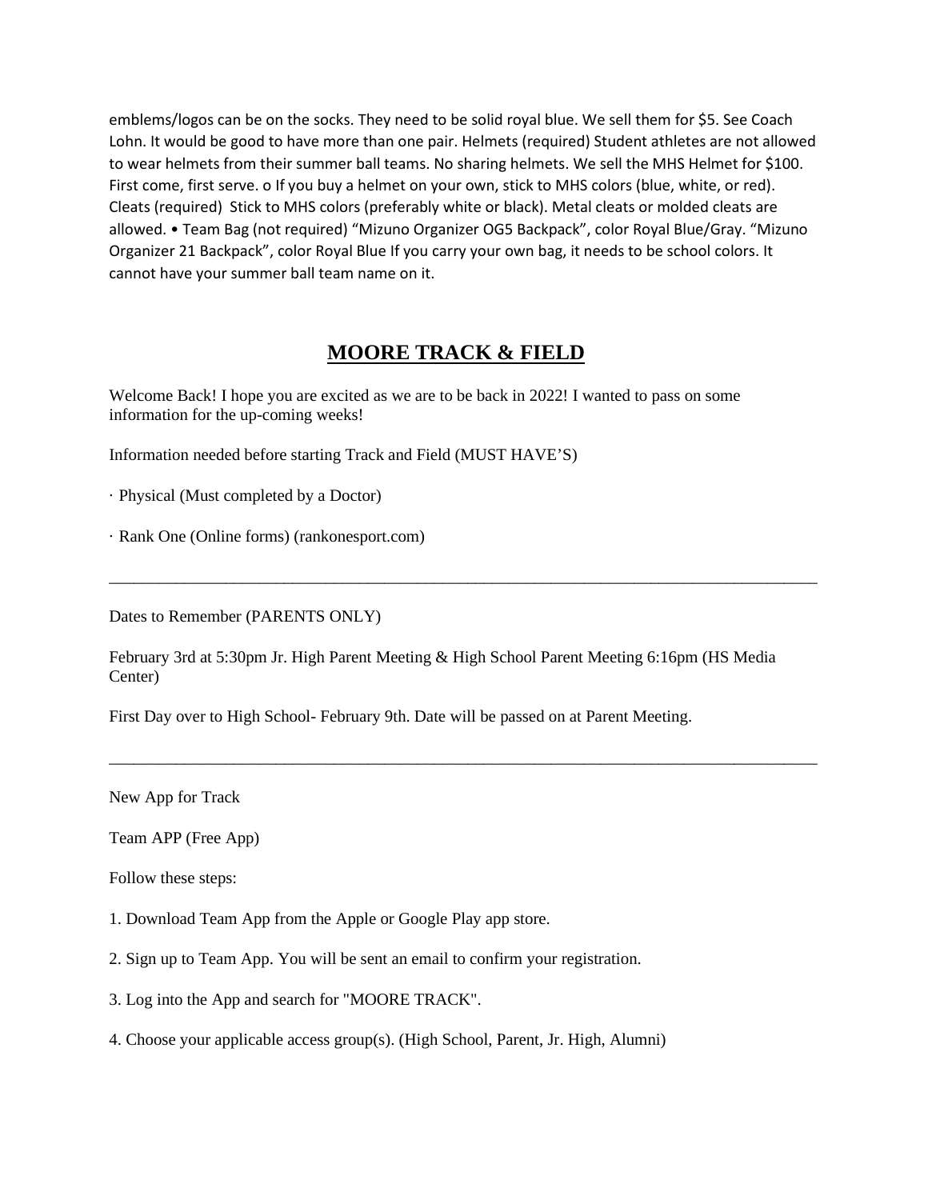emblems/logos can be on the socks. They need to be solid royal blue. We sell them for $5. See Coach Lohn. It would be good to have more than one pair. Helmets (required) Student athletes are not allowed to wear helmets from their summer ball teams. No sharing helmets. We sell the MHS Helmet for $100. First come, first serve. o If you buy a helmet on your own, stick to MHS colors (blue, white, or red). Cleats (required)  Stick to MHS colors (preferably white or black). Metal cleats or molded cleats are allowed. • Team Bag (not required) "Mizuno Organizer OG5 Backpack", color Royal Blue/Gray. "Mizuno Organizer 21 Backpack", color Royal Blue If you carry your own bag, it needs to be school colors. It cannot have your summer ball team name on it.

# MOORE TRACK & FIELD

Welcome Back! I hope you are excited as we are to be back in 2022! I wanted to pass on some information for the up-coming weeks!

Information needed before starting Track and Field (MUST HAVE'S)

· Physical (Must completed by a Doctor)

· Rank One (Online forms) (rankonesport.com)

---

Dates to Remember (PARENTS ONLY)

February 3rd at 5:30pm Jr. High Parent Meeting & High School Parent Meeting 6:16pm (HS Media Center)

First Day over to High School- February 9th. Date will be passed on at Parent Meeting.

---

New App for Track

Team APP (Free App)

Follow these steps:

1. Download Team App from the Apple or Google Play app store.
2. Sign up to Team App. You will be sent an email to confirm your registration.
3. Log into the App and search for "MOORE TRACK".
4. Choose your applicable access group(s). (High School, Parent, Jr. High, Alumni)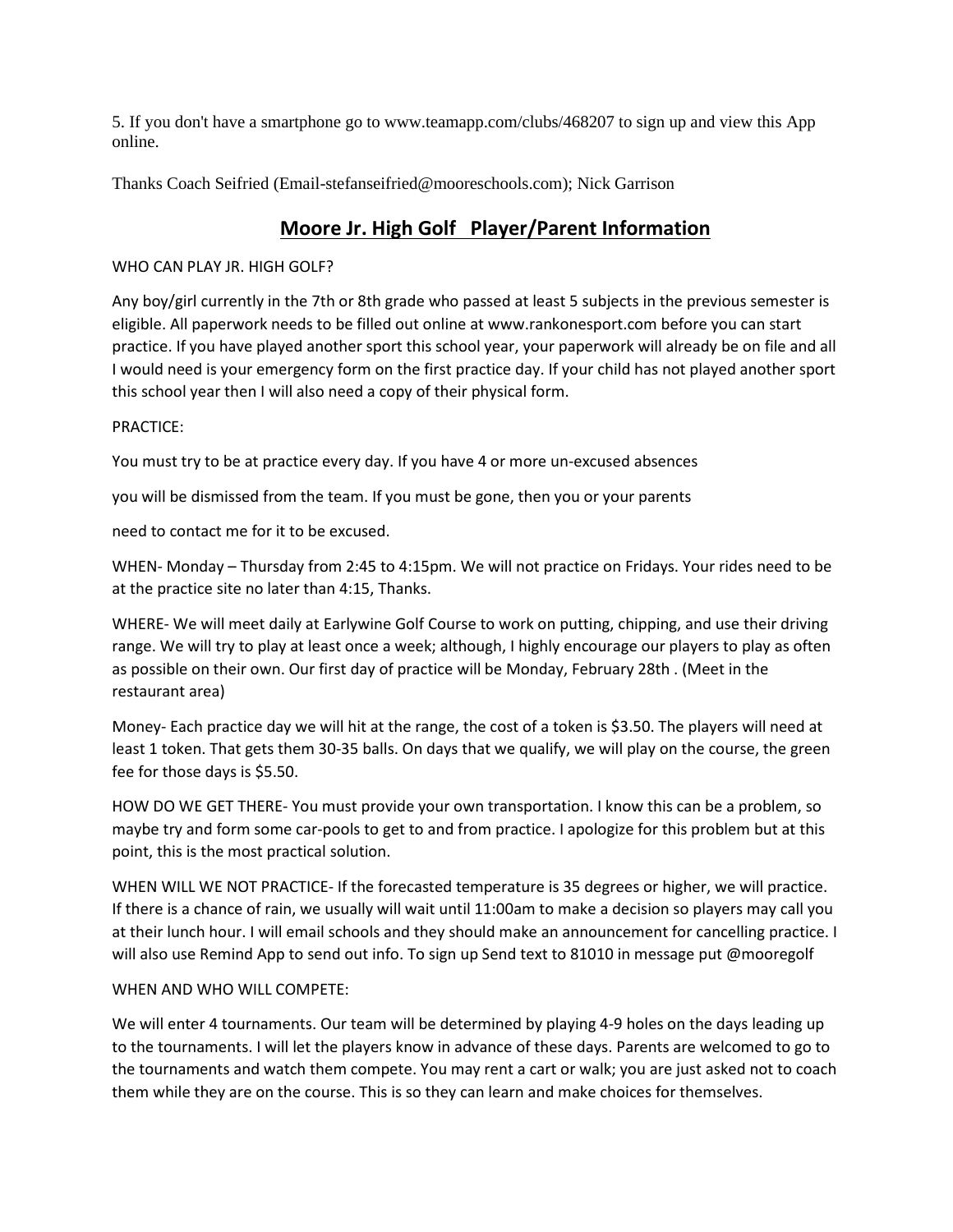5. If you don't have a smartphone go to www.teamapp.com/clubs/468207 to sign up and view this App online.

Thanks Coach Seifried (Email-stefanseifried@mooreschools.com); Nick Garrison

## Moore Jr. High Golf   Player/Parent Information

WHO CAN PLAY JR. HIGH GOLF?

Any boy/girl currently in the 7th or 8th grade who passed at least 5 subjects in the previous semester is eligible. All paperwork needs to be filled out online at www.rankonesport.com before you can start practice. If you have played another sport this school year, your paperwork will already be on file and all I would need is your emergency form on the first practice day. If your child has not played another sport this school year then I will also need a copy of their physical form.

PRACTICE:

You must try to be at practice every day. If you have 4 or more un-excused absences you will be dismissed from the team. If you must be gone, then you or your parents need to contact me for it to be excused.

WHEN- Monday – Thursday from 2:45 to 4:15pm. We will not practice on Fridays. Your rides need to be at the practice site no later than 4:15, Thanks.

WHERE- We will meet daily at Earlywine Golf Course to work on putting, chipping, and use their driving range. We will try to play at least once a week; although, I highly encourage our players to play as often as possible on their own. Our first day of practice will be Monday, February 28th . (Meet in the restaurant area)

Money- Each practice day we will hit at the range, the cost of a token is $3.50. The players will need at least 1 token. That gets them 30-35 balls. On days that we qualify, we will play on the course, the green fee for those days is $5.50.

HOW DO WE GET THERE- You must provide your own transportation. I know this can be a problem, so maybe try and form some car-pools to get to and from practice. I apologize for this problem but at this point, this is the most practical solution.

WHEN WILL WE NOT PRACTICE- If the forecasted temperature is 35 degrees or higher, we will practice. If there is a chance of rain, we usually will wait until 11:00am to make a decision so players may call you at their lunch hour. I will email schools and they should make an announcement for cancelling practice. I will also use Remind App to send out info. To sign up Send text to 81010 in message put @mooregolf

WHEN AND WHO WILL COMPETE:

We will enter 4 tournaments. Our team will be determined by playing 4-9 holes on the days leading up to the tournaments. I will let the players know in advance of these days. Parents are welcomed to go to the tournaments and watch them compete. You may rent a cart or walk; you are just asked not to coach them while they are on the course. This is so they can learn and make choices for themselves.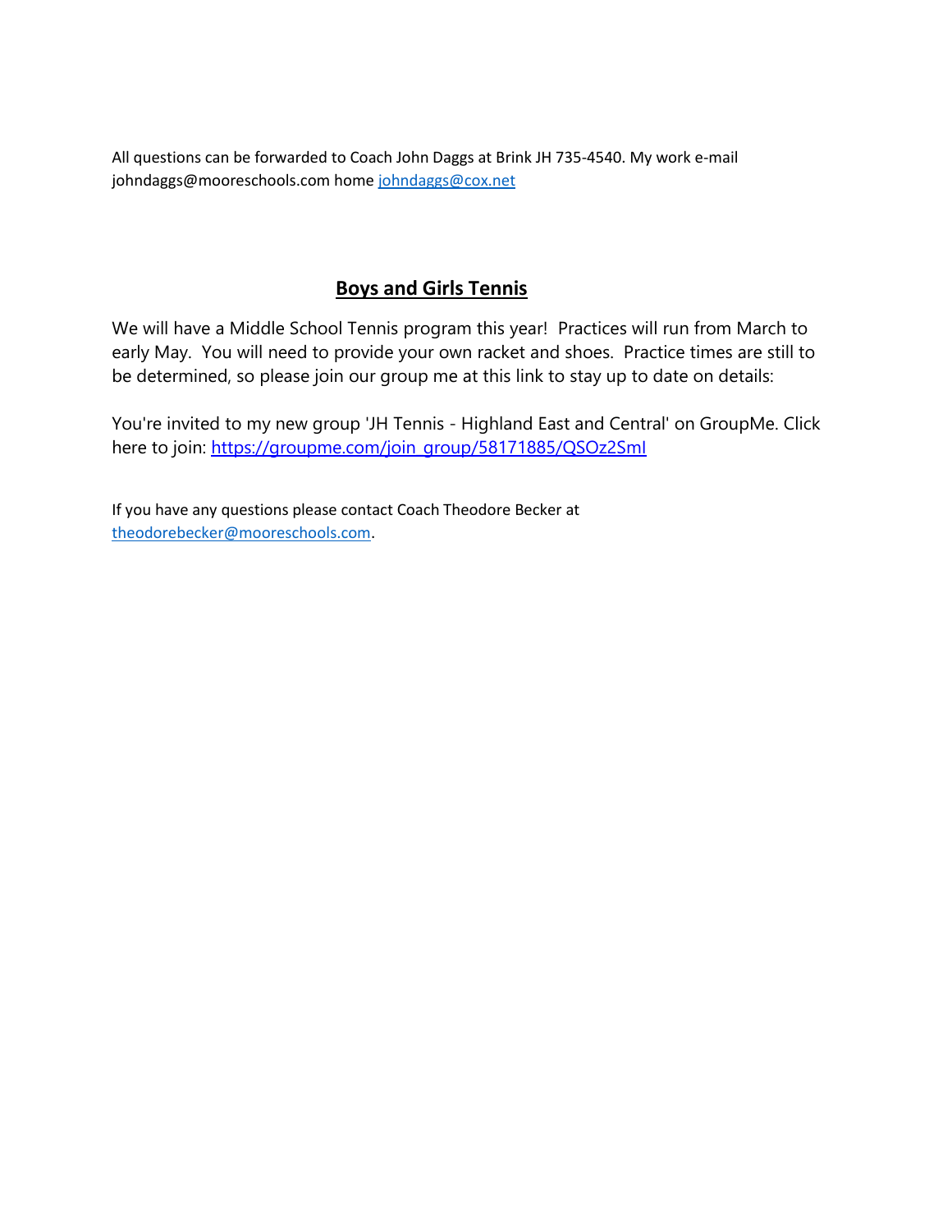All questions can be forwarded to Coach John Daggs at Brink JH 735-4540. My work e-mail johndaggs@mooreschools.com home [johndaggs@cox.net](mailto:johndaggs@cox.net)

## **Boys and Girls Tennis**

We will have a Middle School Tennis program this year! Practices will run from March to early May. You will need to provide your own racket and shoes. Practice times are still to be determined, so please join our group me at this link to stay up to date on details:

You're invited to my new group 'JH Tennis - Highland East and Central' on GroupMe. Click here to join: [https://groupme.com/join_group/58171885/QSOz2SmI](https://groupme.com/join_group/58171885/QSOz2SmI)

If you have any questions please contact Coach Theodore Becker at [theodorebecker@mooreschools.com](mailto:theodorebecker@mooreschools.com).